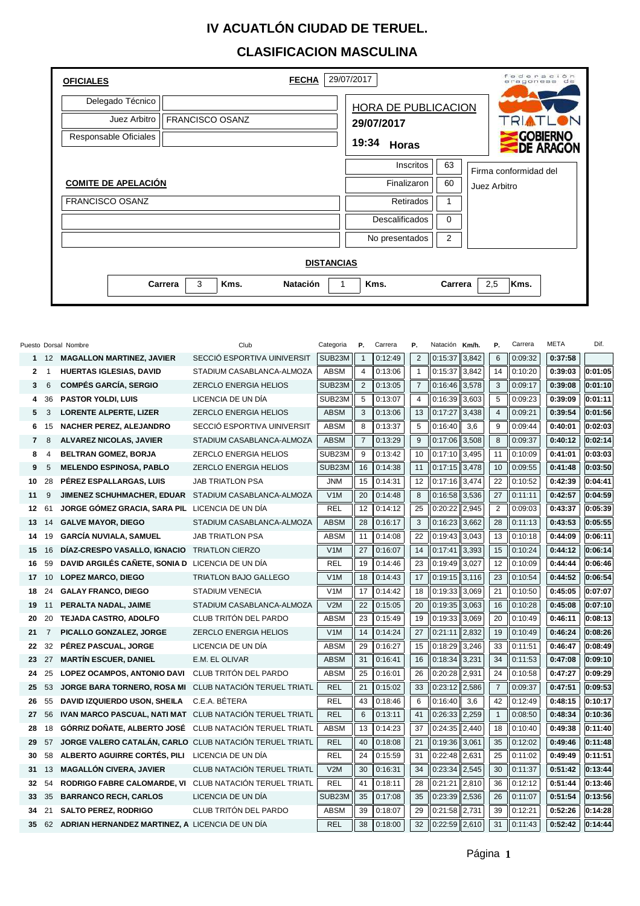# IV ACUATLÓN CIUDAD DE TERUEL.

## CLASIFICACION MASCULINA

| **OFICIALES** | | **FECHA** | 29/07/2017 |
|---|---|---|---|
| Delegado Técnico | | HORA DE PUBLICACION | |
| Juez Arbitro | FRANCISCO OSANZ | 29/07/2017 | |
| Responsable Oficiales | | 19:34 **Horas** | |

federación aragonesa de TRIATLON — GOBIERNO DE ARAGON

| | |
|---|---|
| Inscritos | 63 |
| Finalizaron | 60 |
| Retirados | 1 |
| Descalificados | 0 |
| No presentados | 2 |

Firma conformidad del Juez Arbitro

**COMITE DE APELACIÓN**

FRANCISCO OSANZ

**DISTANCIAS**

| **Carrera** | 3 | **Kms.** | **Natación** | 1 | **Kms.** | **Carrera** | 2,5 | **Kms.** |
|---|---|---|---|---|---|---|---|---|

| Puesto | Dorsal | Nombre | Club | Categoria | P. | Carrera | P. | Natación | Km/h. | P. | Carrera | META | Dif. |
|---|---|---|---|---|---|---|---|---|---|---|---|---|---|
| 1 | 12 | MAGALLON MARTINEZ, JAVIER | SECCIÓ ESPORTIVA UINIVERSIT | SUB23M | 1 | 0:12:49 | 2 | 0:15:37 | 3,842 | 6 | 0:09:32 | 0:37:58 | |
| 2 | 1 | HUERTAS IGLESIAS, DAVID | STADIUM CASABLANCA-ALMOZA | ABSM | 4 | 0:13:06 | 1 | 0:15:37 | 3,842 | 14 | 0:10:20 | 0:39:03 | 0:01:05 |
| 3 | 6 | COMPÉS GARCÍA, SERGIO | ZERCLO ENERGIA HELIOS | SUB23M | 2 | 0:13:05 | 7 | 0:16:46 | 3,578 | 3 | 0:09:17 | 0:39:08 | 0:01:10 |
| 4 | 36 | PASTOR YOLDI, LUIS | LICENCIA DE UN DÍA | SUB23M | 5 | 0:13:07 | 4 | 0:16:39 | 3,603 | 5 | 0:09:23 | 0:39:09 | 0:01:11 |
| 5 | 3 | LORENTE ALPERTE, LIZER | ZERCLO ENERGIA HELIOS | ABSM | 3 | 0:13:06 | 13 | 0:17:27 | 3,438 | 4 | 0:09:21 | 0:39:54 | 0:01:56 |
| 6 | 15 | NACHER PEREZ, ALEJANDRO | SECCIÓ ESPORTIVA UINIVERSIT | ABSM | 8 | 0:13:37 | 5 | 0:16:40 | 3,6 | 9 | 0:09:44 | 0:40:01 | 0:02:03 |
| 7 | 8 | ALVAREZ NICOLAS, JAVIER | STADIUM CASABLANCA-ALMOZA | ABSM | 7 | 0:13:29 | 9 | 0:17:06 | 3,508 | 8 | 0:09:37 | 0:40:12 | 0:02:14 |
| 8 | 4 | BELTRAN GOMEZ, BORJA | ZERCLO ENERGIA HELIOS | SUB23M | 9 | 0:13:42 | 10 | 0:17:10 | 3,495 | 11 | 0:10:09 | 0:41:01 | 0:03:03 |
| 9 | 5 | MELENDO ESPINOSA, PABLO | ZERCLO ENERGIA HELIOS | SUB23M | 16 | 0:14:38 | 11 | 0:17:15 | 3,478 | 10 | 0:09:55 | 0:41:48 | 0:03:50 |
| 10 | 28 | PÉREZ ESPALLARGAS, LUIS | JAB TRIATLON PSA | JNM | 15 | 0:14:31 | 12 | 0:17:16 | 3,474 | 22 | 0:10:52 | 0:42:39 | 0:04:41 |
| 11 | 9 | JIMENEZ SCHUHMACHER, EDUAR | STADIUM CASABLANCA-ALMOZA | V1M | 20 | 0:14:48 | 8 | 0:16:58 | 3,536 | 27 | 0:11:11 | 0:42:57 | 0:04:59 |
| 12 | 61 | JORGE GÓMEZ GRACIA, SARA PIL | LICENCIA DE UN DÍA | REL | 12 | 0:14:12 | 25 | 0:20:22 | 2,945 | 2 | 0:09:03 | 0:43:37 | 0:05:39 |
| 13 | 14 | GALVE MAYOR, DIEGO | STADIUM CASABLANCA-ALMOZA | ABSM | 28 | 0:16:17 | 3 | 0:16:23 | 3,662 | 28 | 0:11:13 | 0:43:53 | 0:05:55 |
| 14 | 19 | GARCÍA NUVIALA, SAMUEL | JAB TRIATLON PSA | ABSM | 11 | 0:14:08 | 22 | 0:19:43 | 3,043 | 13 | 0:10:18 | 0:44:09 | 0:06:11 |
| 15 | 16 | DÍAZ-CRESPO VASALLO, IGNACIO | TRIATLON CIERZO | V1M | 27 | 0:16:07 | 14 | 0:17:41 | 3,393 | 15 | 0:10:24 | 0:44:12 | 0:06:14 |
| 16 | 59 | DAVID ARGILÉS CAÑETE, SONIA D | LICENCIA DE UN DÍA | REL | 19 | 0:14:46 | 23 | 0:19:49 | 3,027 | 12 | 0:10:09 | 0:44:44 | 0:06:46 |
| 17 | 10 | LOPEZ MARCO, DIEGO | TRIATLON BAJO GALLEGO | V1M | 18 | 0:14:43 | 17 | 0:19:15 | 3,116 | 23 | 0:10:54 | 0:44:52 | 0:06:54 |
| 18 | 24 | GALAY FRANCO, DIEGO | STADIUM VENECIA | V1M | 17 | 0:14:42 | 18 | 0:19:33 | 3,069 | 21 | 0:10:50 | 0:45:05 | 0:07:07 |
| 19 | 11 | PERALTA NADAL, JAIME | STADIUM CASABLANCA-ALMOZA | V2M | 22 | 0:15:05 | 20 | 0:19:35 | 3,063 | 16 | 0:10:28 | 0:45:08 | 0:07:10 |
| 20 | 20 | TEJADA CASTRO, ADOLFO | CLUB TRITÓN DEL PARDO | ABSM | 23 | 0:15:49 | 19 | 0:19:33 | 3,069 | 20 | 0:10:49 | 0:46:11 | 0:08:13 |
| 21 | 7 | PICALLO GONZALEZ, JORGE | ZERCLO ENERGIA HELIOS | V1M | 14 | 0:14:24 | 27 | 0:21:11 | 2,832 | 19 | 0:10:49 | 0:46:24 | 0:08:26 |
| 22 | 32 | PÉREZ PASCUAL, JORGE | LICENCIA DE UN DÍA | ABSM | 29 | 0:16:27 | 15 | 0:18:29 | 3,246 | 33 | 0:11:51 | 0:46:47 | 0:08:49 |
| 23 | 27 | MARTÍN ESCUER, DANIEL | E.M. EL OLIVAR | ABSM | 31 | 0:16:41 | 16 | 0:18:34 | 3,231 | 34 | 0:11:53 | 0:47:08 | 0:09:10 |
| 24 | 25 | LOPEZ OCAMPOS, ANTONIO DAVI | CLUB TRITÓN DEL PARDO | ABSM | 25 | 0:16:01 | 26 | 0:20:28 | 2,931 | 24 | 0:10:58 | 0:47:27 | 0:09:29 |
| 25 | 53 | JORGE BARA TORNERO, ROSA MI | CLUB NATACIÓN TERUEL TRIATL | REL | 21 | 0:15:02 | 33 | 0:23:12 | 2,586 | 7 | 0:09:37 | 0:47:51 | 0:09:53 |
| 26 | 55 | DAVID IZQUIERDO USON, SHEILA | C.E.A. BÉTERA | REL | 43 | 0:18:46 | 6 | 0:16:40 | 3,6 | 42 | 0:12:49 | 0:48:15 | 0:10:17 |
| 27 | 56 | IVAN MARCO PASCUAL, NATI MAT | CLUB NATACIÓN TERUEL TRIATL | REL | 6 | 0:13:11 | 41 | 0:26:33 | 2,259 | 1 | 0:08:50 | 0:48:34 | 0:10:36 |
| 28 | 18 | GÓRRIZ DOÑATE, ALBERTO JOSÉ | CLUB NATACIÓN TERUEL TRIATL | ABSM | 13 | 0:14:23 | 37 | 0:24:35 | 2,440 | 18 | 0:10:40 | 0:49:38 | 0:11:40 |
| 29 | 57 | JORGE VALERO CATALÁN, CARLO | CLUB NATACIÓN TERUEL TRIATL | REL | 40 | 0:18:08 | 21 | 0:19:36 | 3,061 | 35 | 0:12:02 | 0:49:46 | 0:11:48 |
| 30 | 58 | ALBERTO AGUIRRE CORTÉS, PILI | LICENCIA DE UN DÍA | REL | 24 | 0:15:59 | 31 | 0:22:48 | 2,631 | 25 | 0:11:02 | 0:49:49 | 0:11:51 |
| 31 | 13 | MAGALLÓN CIVERA, JAVIER | CLUB NATACIÓN TERUEL TRIATL | V2M | 30 | 0:16:31 | 34 | 0:23:34 | 2,545 | 30 | 0:11:37 | 0:51:42 | 0:13:44 |
| 32 | 54 | RODRIGO FABRE CALOMARDE, VI | CLUB NATACIÓN TERUEL TRIATL | REL | 41 | 0:18:11 | 28 | 0:21:21 | 2,810 | 36 | 0:12:12 | 0:51:44 | 0:13:46 |
| 33 | 35 | BARRANCO RECH, CARLOS | LICENCIA DE UN DÍA | SUB23M | 35 | 0:17:08 | 35 | 0:23:39 | 2,536 | 26 | 0:11:07 | 0:51:54 | 0:13:56 |
| 34 | 21 | SALTO PEREZ, RODRIGO | CLUB TRITÓN DEL PARDO | ABSM | 39 | 0:18:07 | 29 | 0:21:58 | 2,731 | 39 | 0:12:21 | 0:52:26 | 0:14:28 |
| 35 | 62 | ADRIAN HERNANDEZ MARTINEZ, A | LICENCIA DE UN DÍA | REL | 38 | 0:18:00 | 32 | 0:22:59 | 2,610 | 31 | 0:11:43 | 0:52:42 | 0:14:44 |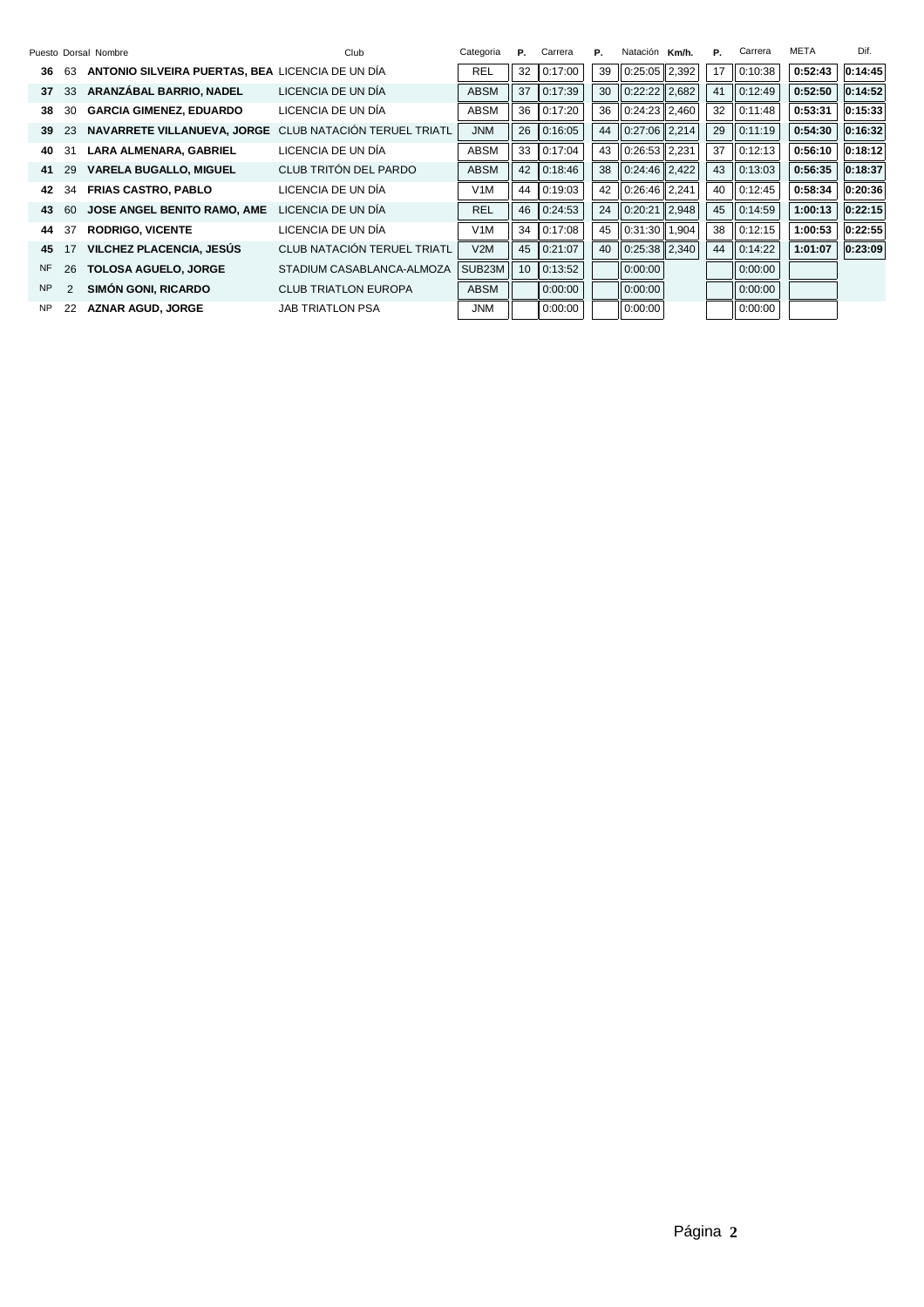| Puesto | Dorsal | Nombre | Club | Categoria | P. | Carrera | P. | Natación | Km/h. | P. | Carrera | META | Dif. |
|---|---|---|---|---|---|---|---|---|---|---|---|---|---|
| **36** | 63 | **ANTONIO SILVEIRA PUERTAS, BEA** | LICENCIA DE UN DÍA | REL | 32 | 0:17:00 | 39 | 0:25:05 | 2,392 | 17 | 0:10:38 | **0:52:43** | **0:14:45** |
| **37** | 33 | **ARANZÁBAL BARRIO, NADEL** | LICENCIA DE UN DÍA | ABSM | 37 | 0:17:39 | 30 | 0:22:22 | 2,682 | 41 | 0:12:49 | **0:52:50** | **0:14:52** |
| **38** | 30 | **GARCIA GIMENEZ, EDUARDO** | LICENCIA DE UN DÍA | ABSM | 36 | 0:17:20 | 36 | 0:24:23 | 2,460 | 32 | 0:11:48 | **0:53:31** | **0:15:33** |
| **39** | 23 | **NAVARRETE VILLANUEVA, JORGE** | CLUB NATACIÓN TERUEL TRIATL | JNM | 26 | 0:16:05 | 44 | 0:27:06 | 2,214 | 29 | 0:11:19 | **0:54:30** | **0:16:32** |
| **40** | 31 | **LARA ALMENARA, GABRIEL** | LICENCIA DE UN DÍA | ABSM | 33 | 0:17:04 | 43 | 0:26:53 | 2,231 | 37 | 0:12:13 | **0:56:10** | **0:18:12** |
| **41** | 29 | **VARELA BUGALLO, MIGUEL** | CLUB TRITÓN DEL PARDO | ABSM | 42 | 0:18:46 | 38 | 0:24:46 | 2,422 | 43 | 0:13:03 | **0:56:35** | **0:18:37** |
| **42** | 34 | **FRIAS CASTRO, PABLO** | LICENCIA DE UN DÍA | V1M | 44 | 0:19:03 | 42 | 0:26:46 | 2,241 | 40 | 0:12:45 | **0:58:34** | **0:20:36** |
| **43** | 60 | **JOSE ANGEL BENITO RAMO, AME** | LICENCIA DE UN DÍA | REL | 46 | 0:24:53 | 24 | 0:20:21 | 2,948 | 45 | 0:14:59 | **1:00:13** | **0:22:15** |
| **44** | 37 | **RODRIGO, VICENTE** | LICENCIA DE UN DÍA | V1M | 34 | 0:17:08 | 45 | 0:31:30 | 1,904 | 38 | 0:12:15 | **1:00:53** | **0:22:55** |
| **45** | 17 | **VILCHEZ PLACENCIA, JESÚS** | CLUB NATACIÓN TERUEL TRIATL | V2M | 45 | 0:21:07 | 40 | 0:25:38 | 2,340 | 44 | 0:14:22 | **1:01:07** | **0:23:09** |
| NF | 26 | **TOLOSA AGUELO, JORGE** | STADIUM CASABLANCA-ALMOZA | SUB23M | 10 | 0:13:52 | | 0:00:00 | | | 0:00:00 | | |
| NP | 2 | **SIMÓN GONI, RICARDO** | CLUB TRIATLON EUROPA | ABSM | | 0:00:00 | | 0:00:00 | | | 0:00:00 | | |
| NP | 22 | **AZNAR AGUD, JORGE** | JAB TRIATLON PSA | JNM | | 0:00:00 | | 0:00:00 | | | 0:00:00 | | |